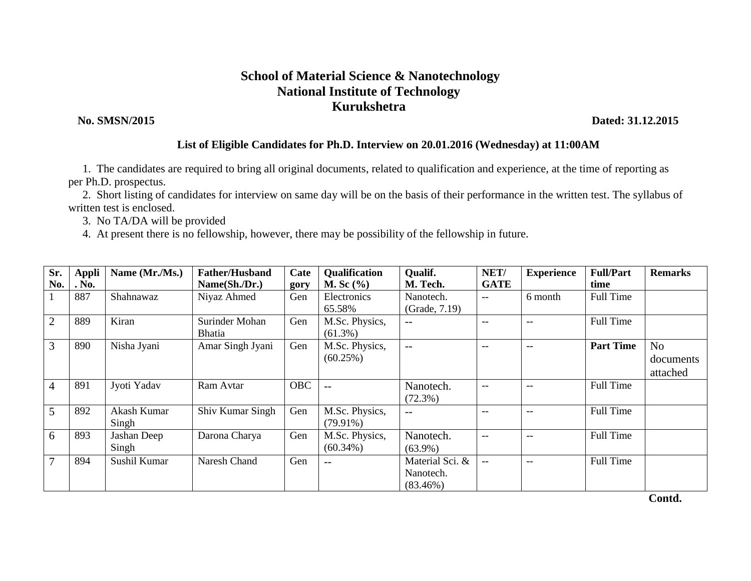# School of Material Science & Nanotechnology
# National Institute of Technology
# Kurukshetra

**No. SMSN/2015** **Dated: 31.12.2015**

**List of Eligible Candidates for Ph.D. Interview on 20.01.2016 (Wednesday) at 11:00AM**

1. The candidates are required to bring all original documents, related to qualification and experience, at the time of reporting as per Ph.D. prospectus.
2. Short listing of candidates for interview on same day will be on the basis of their performance in the written test. The syllabus of written test is enclosed.
3. No TA/DA will be provided
4. At present there is no fellowship, however, there may be possibility of the fellowship in future.

| Sr. No. | Appli. No. | Name (Mr./Ms.) | Father/Husband Name(Sh./Dr.) | Category | Qualification M. Sc (%) | Qualif. M. Tech. | NET/ GATE | Experience | Full/Part time | Remarks |
|---|---|---|---|---|---|---|---|---|---|---|
| 1 | 887 | Shahnawaz | Niyaz Ahmed | Gen | Electronics 65.58% | Nanotech. (Grade, 7.19) | -- | 6 month | Full Time | |
| 2 | 889 | Kiran | Surinder Mohan Bhatia | Gen | M.Sc. Physics, (61.3%) | -- | -- | -- | Full Time | |
| 3 | 890 | Nisha Jyani | Amar Singh Jyani | Gen | M.Sc. Physics, (60.25%) | -- | -- | -- | **Part Time** | No documents attached |
| 4 | 891 | Jyoti Yadav | Ram Avtar | OBC | -- | Nanotech. (72.3%) | -- | -- | Full Time | |
| 5 | 892 | Akash Kumar Singh | Shiv Kumar Singh | Gen | M.Sc. Physics, (79.91%) | -- | -- | -- | Full Time | |
| 6 | 893 | Jashan Deep Singh | Darona Charya | Gen | M.Sc. Physics, (60.34%) | Nanotech. (63.9%) | -- | -- | Full Time | |
| 7 | 894 | Sushil Kumar | Naresh Chand | Gen | -- | Material Sci. & Nanotech. (83.46%) | -- | -- | Full Time | |

**Contd.**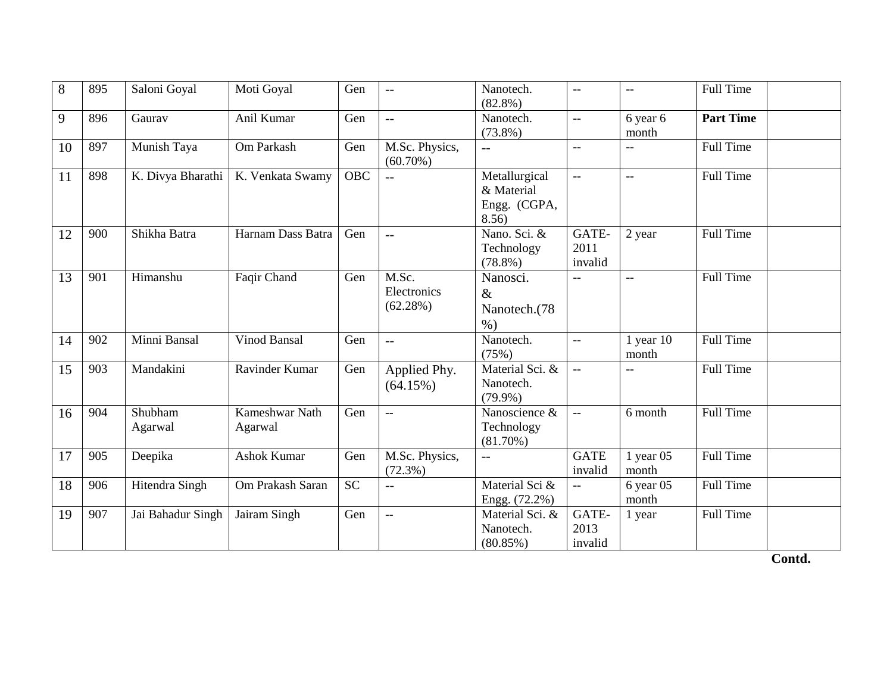| 8 | 895 | Saloni Goyal | Moti Goyal | Gen | -- | Nanotech. (82.8%) | -- | -- | Full Time | |
|---|---|---|---|---|---|---|---|---|---|---|
| 9 | 896 | Gaurav | Anil Kumar | Gen | -- | Nanotech. (73.8%) | -- | 6 year 6 month | **Part Time** | |
| 10 | 897 | Munish Taya | Om Parkash | Gen | M.Sc. Physics, (60.70%) | -- | -- | -- | Full Time | |
| 11 | 898 | K. Divya Bharathi | K. Venkata Swamy | OBC | -- | Metallurgical & Material Engg. (CGPA, 8.56) | -- | -- | Full Time | |
| 12 | 900 | Shikha Batra | Harnam Dass Batra | Gen | -- | Nano. Sci. & Technology (78.8%) | GATE-2011 invalid | 2 year | Full Time | |
| 13 | 901 | Himanshu | Faqir Chand | Gen | M.Sc. Electronics (62.28%) | Nanosci. & Nanotech.(78 %) | -- | -- | Full Time | |
| 14 | 902 | Minni Bansal | Vinod Bansal | Gen | -- | Nanotech. (75%) | -- | 1 year 10 month | Full Time | |
| 15 | 903 | Mandakini | Ravinder Kumar | Gen | Applied Phy. (64.15%) | Material Sci. & Nanotech. (79.9%) | -- | -- | Full Time | |
| 16 | 904 | Shubham Agarwal | Kameshwar Nath Agarwal | Gen | -- | Nanoscience & Technology (81.70%) | -- | 6 month | Full Time | |
| 17 | 905 | Deepika | Ashok Kumar | Gen | M.Sc. Physics, (72.3%) | -- | GATE invalid | 1 year 05 month | Full Time | |
| 18 | 906 | Hitendra Singh | Om Prakash Saran | SC | -- | Material Sci & Engg. (72.2%) | -- | 6 year 05 month | Full Time | |
| 19 | 907 | Jai Bahadur Singh | Jairam Singh | Gen | -- | Material Sci. & Nanotech. (80.85%) | GATE-2013 invalid | 1 year | Full Time | |

**Contd.**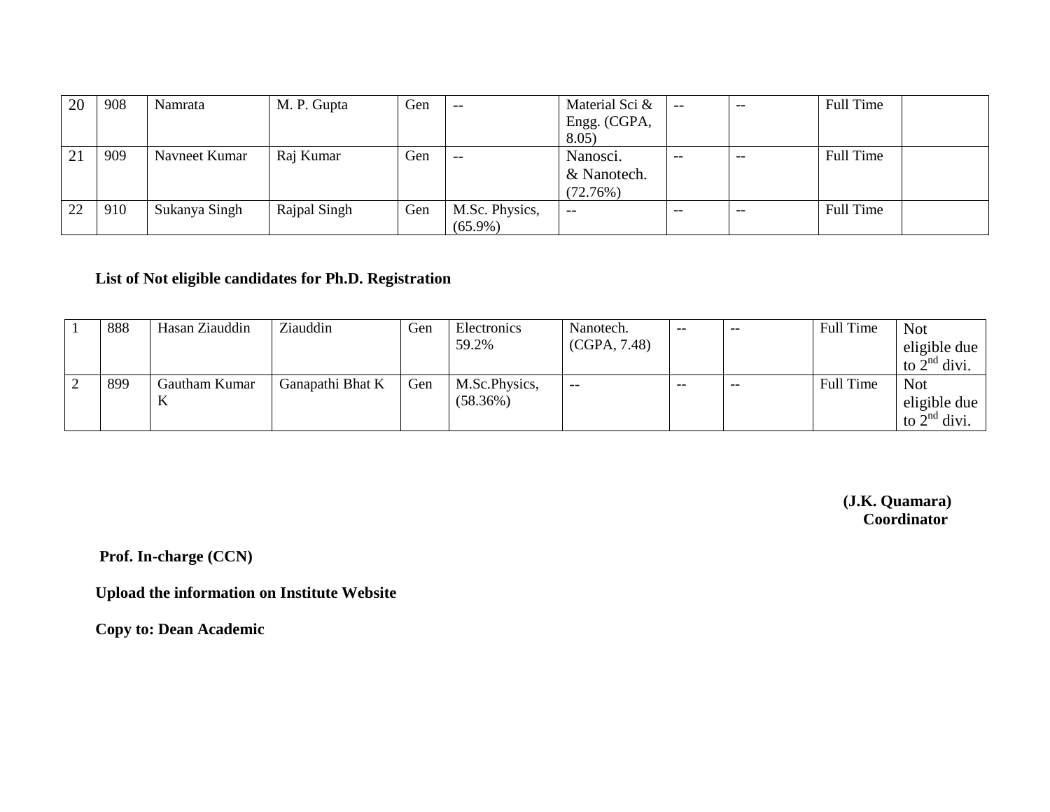| | | | | | | | | | | |
|---|---|---|---|---|---|---|---|---|---|---|
| 20 | 908 | Namrata | M. P. Gupta | Gen | -- | Material Sci & Engg. (CGPA, 8.05) | -- | -- | Full Time | |
| 21 | 909 | Navneet Kumar | Raj Kumar | Gen | -- | Nanosci. & Nanotech. (72.76%) | -- | -- | Full Time | |
| 22 | 910 | Sukanya Singh | Rajpal Singh | Gen | M.Sc. Physics, (65.9%) | -- | -- | -- | Full Time | |

**List of Not eligible candidates for Ph.D. Registration**

| | | | | | | | | | | |
|---|---|---|---|---|---|---|---|---|---|---|
| 1 | 888 | Hasan Ziauddin | Ziauddin | Gen | Electronics 59.2% | Nanotech. (CGPA, 7.48) | -- | -- | Full Time | Not eligible due to 2nd divi. |
| 2 | 899 | Gautham Kumar K | Ganapathi Bhat K | Gen | M.Sc.Physics, (58.36%) | -- | -- | -- | Full Time | Not eligible due to 2nd divi. |

**(J.K. Quamara)**
**Coordinator**

**Prof. In-charge (CCN)**

**Upload the information on Institute Website**

**Copy to: Dean Academic**